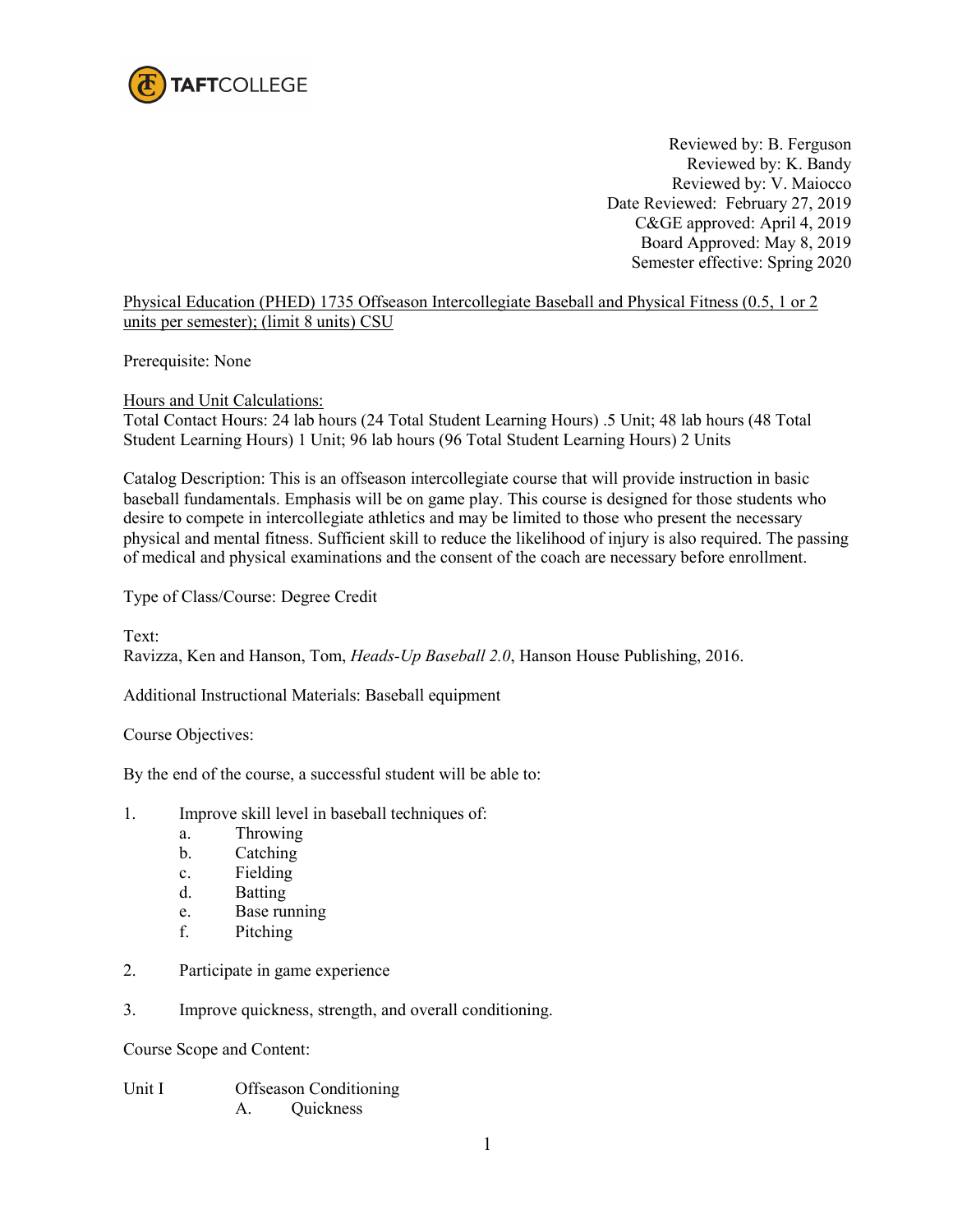TAFTCOLLEGE

Reviewed by: B. Ferguson
Reviewed by: K. Bandy
Reviewed by: V. Maiocco
Date Reviewed: February 27, 2019
C&GE approved: April 4, 2019
Board Approved: May 8, 2019
Semester effective: Spring 2020

Physical Education (PHED) 1735 Offseason Intercollegiate Baseball and Physical Fitness (0.5, 1 or 2 units per semester); (limit 8 units) CSU

Prerequisite: None

Hours and Unit Calculations:
Total Contact Hours: 24 lab hours (24 Total Student Learning Hours) .5 Unit; 48 lab hours (48 Total Student Learning Hours) 1 Unit; 96 lab hours (96 Total Student Learning Hours) 2 Units

Catalog Description: This is an offseason intercollegiate course that will provide instruction in basic baseball fundamentals. Emphasis will be on game play. This course is designed for those students who desire to compete in intercollegiate athletics and may be limited to those who present the necessary physical and mental fitness. Sufficient skill to reduce the likelihood of injury is also required. The passing of medical and physical examinations and the consent of the coach are necessary before enrollment.

Type of Class/Course: Degree Credit

Text:
Ravizza, Ken and Hanson, Tom, *Heads-Up Baseball 2.0*, Hanson House Publishing, 2016.

Additional Instructional Materials: Baseball equipment

Course Objectives:

By the end of the course, a successful student will be able to:

1. Improve skill level in baseball techniques of:
   a. Throwing
   b. Catching
   c. Fielding
   d. Batting
   e. Base running
   f. Pitching

2. Participate in game experience

3. Improve quickness, strength, and overall conditioning.

Course Scope and Content:

Unit I Offseason Conditioning
   A. Quickness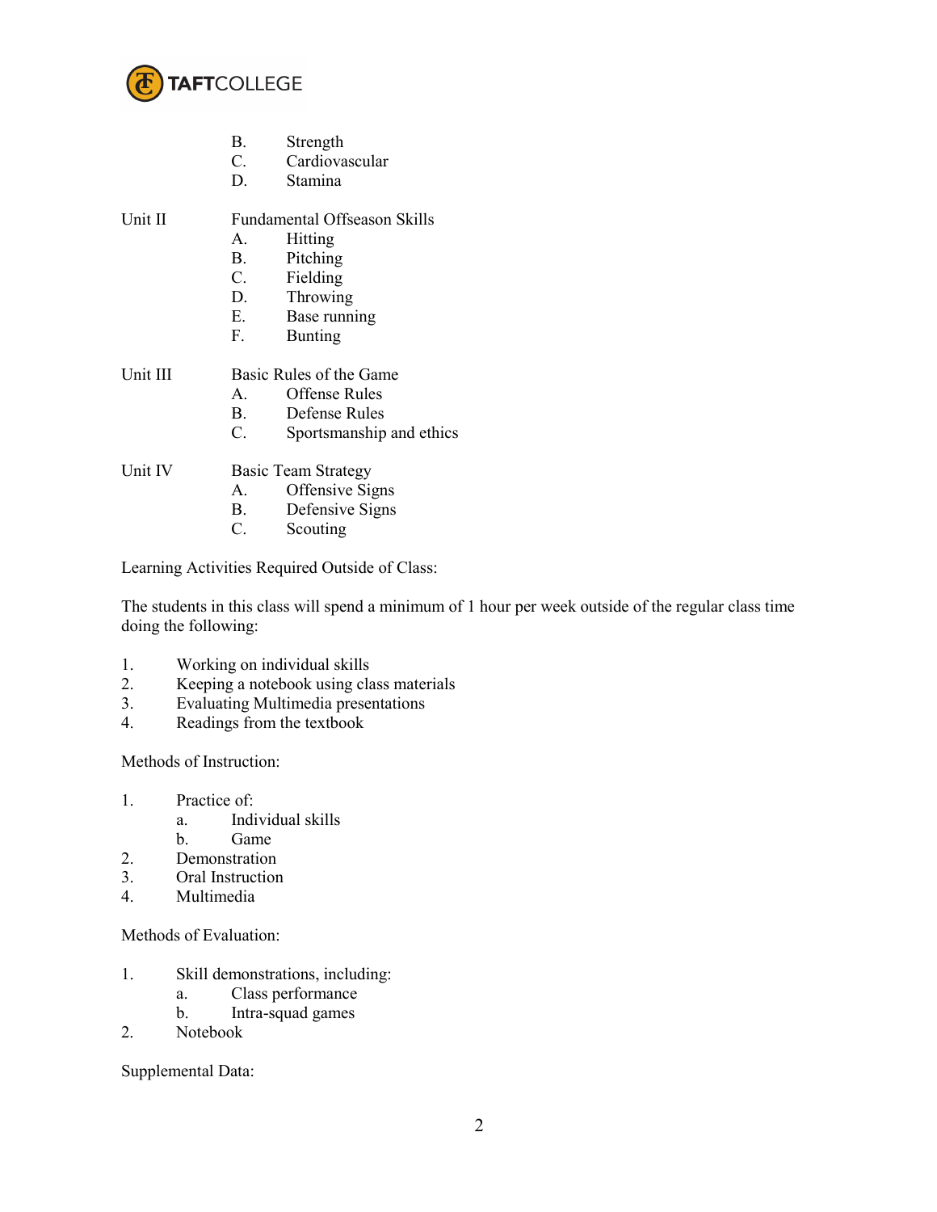B. Strength
C. Cardiovascular
D. Stamina

Unit II — Fundamental Offseason Skills

A. Hitting
B. Pitching
C. Fielding
D. Throwing
E. Base running
F. Bunting

Unit III — Basic Rules of the Game

A. Offense Rules
B. Defense Rules
C. Sportsmanship and ethics

Unit IV — Basic Team Strategy

A. Offensive Signs
B. Defensive Signs
C. Scouting

Learning Activities Required Outside of Class:

The students in this class will spend a minimum of 1 hour per week outside of the regular class time doing the following:

1. Working on individual skills
2. Keeping a notebook using class materials
3. Evaluating Multimedia presentations
4. Readings from the textbook

Methods of Instruction:

1. Practice of:
   a. Individual skills
   b. Game
2. Demonstration
3. Oral Instruction
4. Multimedia

Methods of Evaluation:

1. Skill demonstrations, including:
   a. Class performance
   b. Intra-squad games
2. Notebook

Supplemental Data: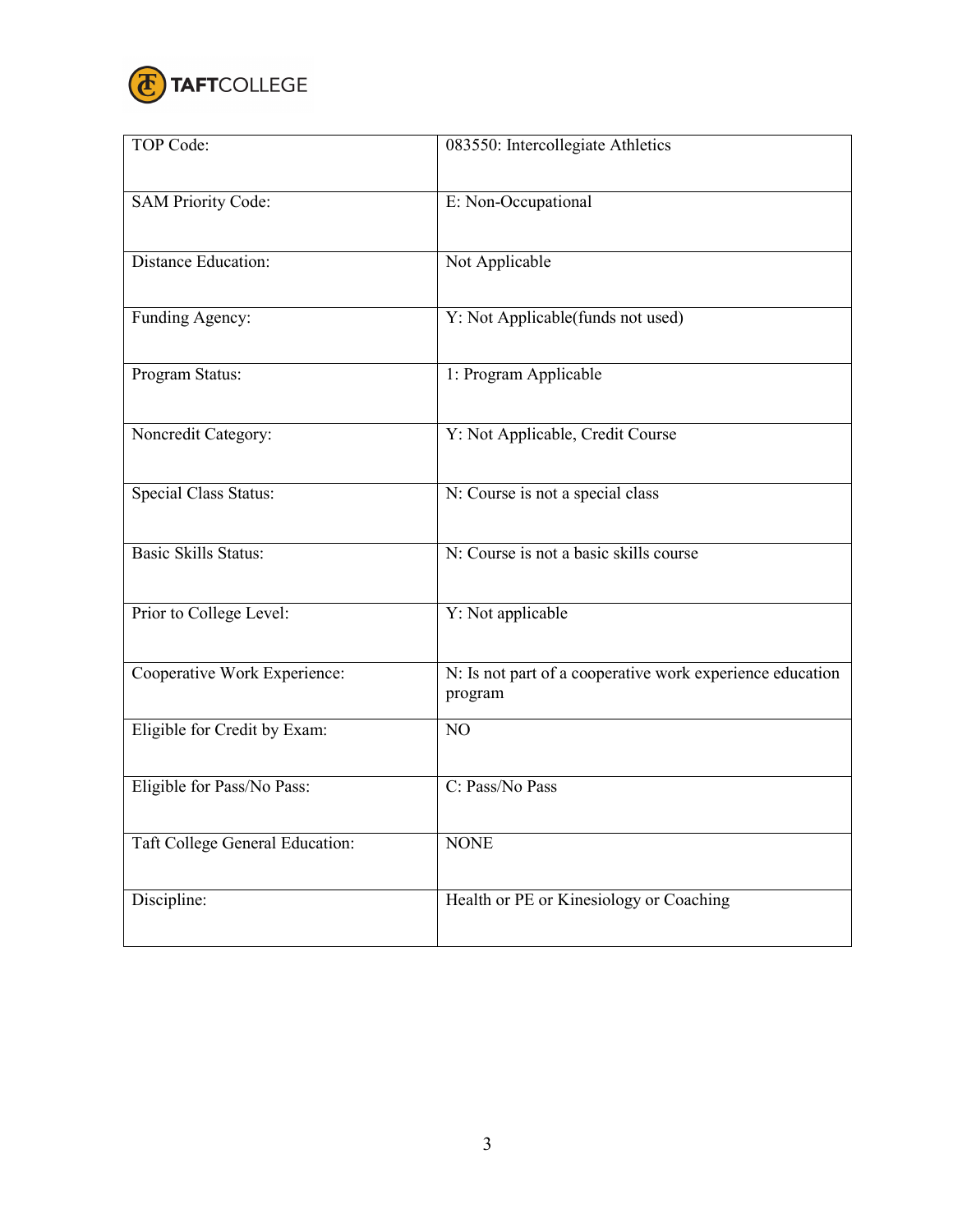| | |
|---|---|
| TOP Code: | 083550: Intercollegiate Athletics |
| SAM Priority Code: | E: Non-Occupational |
| Distance Education: | Not Applicable |
| Funding Agency: | Y: Not Applicable(funds not used) |
| Program Status: | 1: Program Applicable |
| Noncredit Category: | Y: Not Applicable, Credit Course |
| Special Class Status: | N: Course is not a special class |
| Basic Skills Status: | N: Course is not a basic skills course |
| Prior to College Level: | Y: Not applicable |
| Cooperative Work Experience: | N: Is not part of a cooperative work experience education program |
| Eligible for Credit by Exam: | NO |
| Eligible for Pass/No Pass: | C: Pass/No Pass |
| Taft College General Education: | NONE |
| Discipline: | Health or PE or Kinesiology or Coaching |